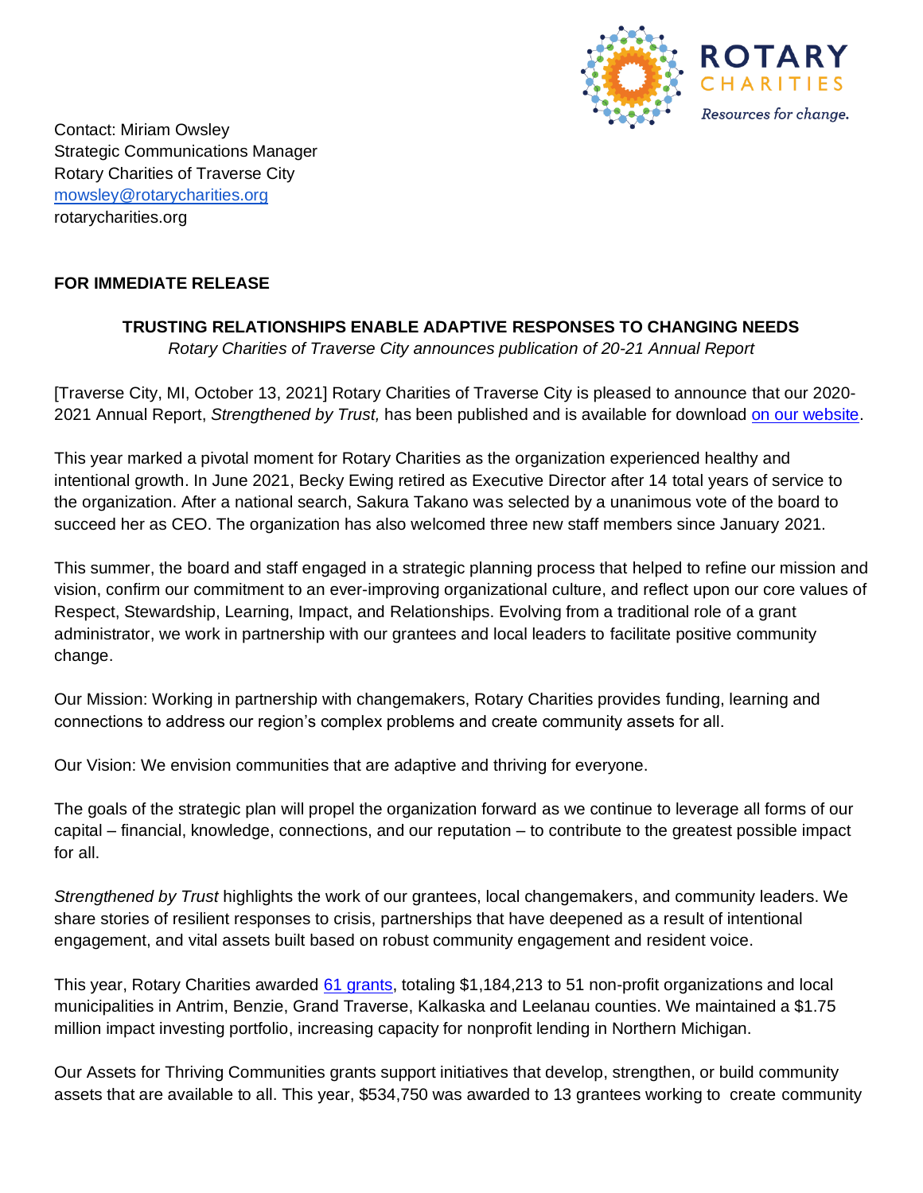ROTARY CHARITIES
*Resources for change.*

Contact: Miriam Owsley
Strategic Communications Manager
Rotary Charities of Traverse City
[mowsley@rotarycharities.org](mailto:mowsley@rotarycharities.org)
rotarycharities.org

**FOR IMMEDIATE RELEASE**

## TRUSTING RELATIONSHIPS ENABLE ADAPTIVE RESPONSES TO CHANGING NEEDS

*Rotary Charities of Traverse City announces publication of 20-21 Annual Report*

[Traverse City, MI, October 13, 2021] Rotary Charities of Traverse City is pleased to announce that our 2020-2021 Annual Report, *Strengthened by Trust,* has been published and is available for download on our website.

This year marked a pivotal moment for Rotary Charities as the organization experienced healthy and intentional growth. In June 2021, Becky Ewing retired as Executive Director after 14 total years of service to the organization. After a national search, Sakura Takano was selected by a unanimous vote of the board to succeed her as CEO. The organization has also welcomed three new staff members since January 2021.

This summer, the board and staff engaged in a strategic planning process that helped to refine our mission and vision, confirm our commitment to an ever-improving organizational culture, and reflect upon our core values of Respect, Stewardship, Learning, Impact, and Relationships. Evolving from a traditional role of a grant administrator, we work in partnership with our grantees and local leaders to facilitate positive community change.

Our Mission: Working in partnership with changemakers, Rotary Charities provides funding, learning and connections to address our region's complex problems and create community assets for all.

Our Vision: We envision communities that are adaptive and thriving for everyone.

The goals of the strategic plan will propel the organization forward as we continue to leverage all forms of our capital – financial, knowledge, connections, and our reputation – to contribute to the greatest possible impact for all.

*Strengthened by Trust* highlights the work of our grantees, local changemakers, and community leaders. We share stories of resilient responses to crisis, partnerships that have deepened as a result of intentional engagement, and vital assets built based on robust community engagement and resident voice.

This year, Rotary Charities awarded 61 grants, totaling $1,184,213 to 51 non-profit organizations and local municipalities in Antrim, Benzie, Grand Traverse, Kalkaska and Leelanau counties. We maintained a $1.75 million impact investing portfolio, increasing capacity for nonprofit lending in Northern Michigan.

Our Assets for Thriving Communities grants support initiatives that develop, strengthen, or build community assets that are available to all. This year, $534,750 was awarded to 13 grantees working to create community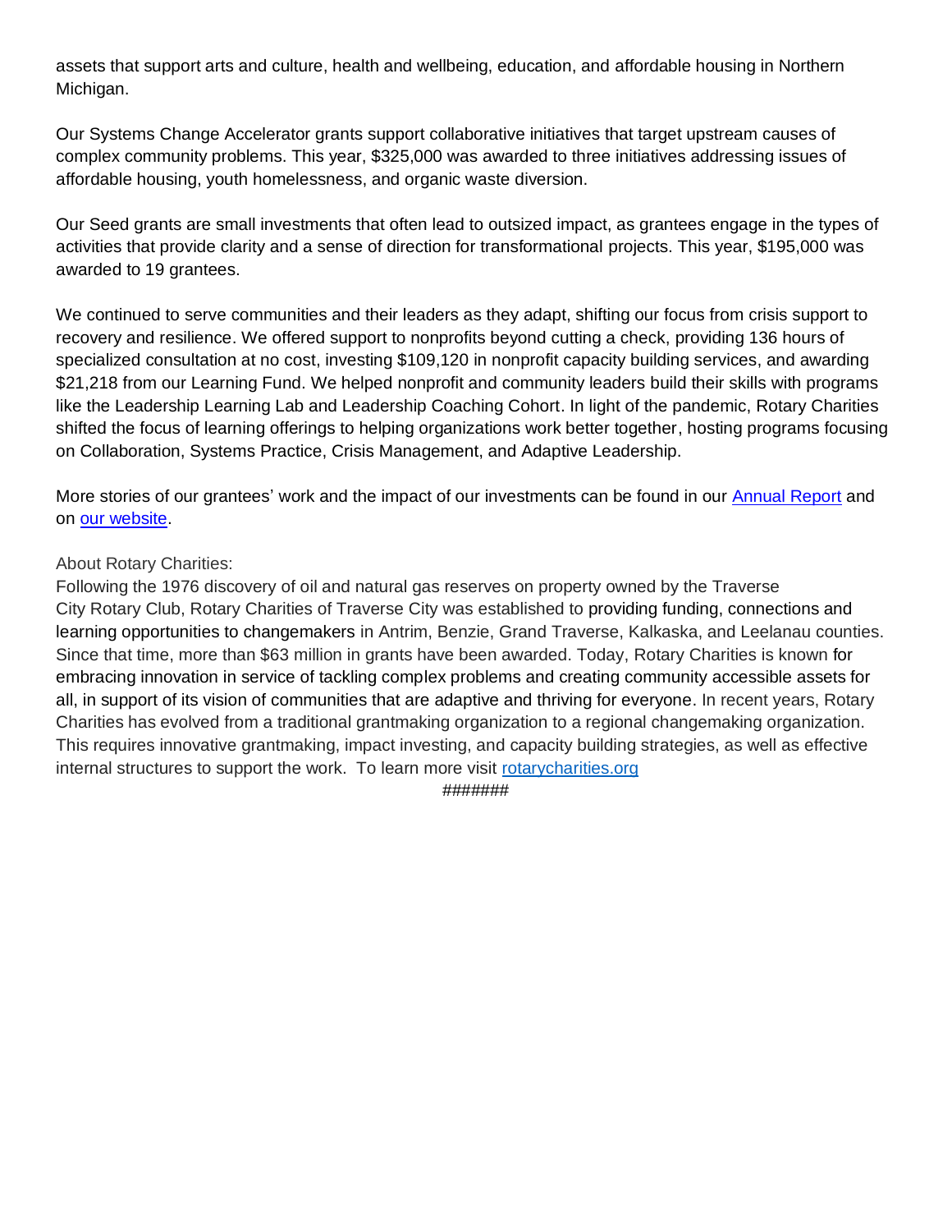assets that support arts and culture, health and wellbeing, education, and affordable housing in Northern Michigan.

Our Systems Change Accelerator grants support collaborative initiatives that target upstream causes of complex community problems. This year, $325,000 was awarded to three initiatives addressing issues of affordable housing, youth homelessness, and organic waste diversion.

Our Seed grants are small investments that often lead to outsized impact, as grantees engage in the types of activities that provide clarity and a sense of direction for transformational projects. This year, $195,000 was awarded to 19 grantees.

We continued to serve communities and their leaders as they adapt, shifting our focus from crisis support to recovery and resilience. We offered support to nonprofits beyond cutting a check, providing 136 hours of specialized consultation at no cost, investing $109,120 in nonprofit capacity building services, and awarding $21,218 from our Learning Fund. We helped nonprofit and community leaders build their skills with programs like the Leadership Learning Lab and Leadership Coaching Cohort. In light of the pandemic, Rotary Charities shifted the focus of learning offerings to helping organizations work better together, hosting programs focusing on Collaboration, Systems Practice, Crisis Management, and Adaptive Leadership.

More stories of our grantees' work and the impact of our investments can be found in our Annual Report and on our website.

About Rotary Charities:
Following the 1976 discovery of oil and natural gas reserves on property owned by the Traverse City Rotary Club, Rotary Charities of Traverse City was established to providing funding, connections and learning opportunities to changemakers in Antrim, Benzie, Grand Traverse, Kalkaska, and Leelanau counties. Since that time, more than $63 million in grants have been awarded. Today, Rotary Charities is known for embracing innovation in service of tackling complex problems and creating community accessible assets for all, in support of its vision of communities that are adaptive and thriving for everyone. In recent years, Rotary Charities has evolved from a traditional grantmaking organization to a regional changemaking organization. This requires innovative grantmaking, impact investing, and capacity building strategies, as well as effective internal structures to support the work. To learn more visit rotarycharities.org

#######